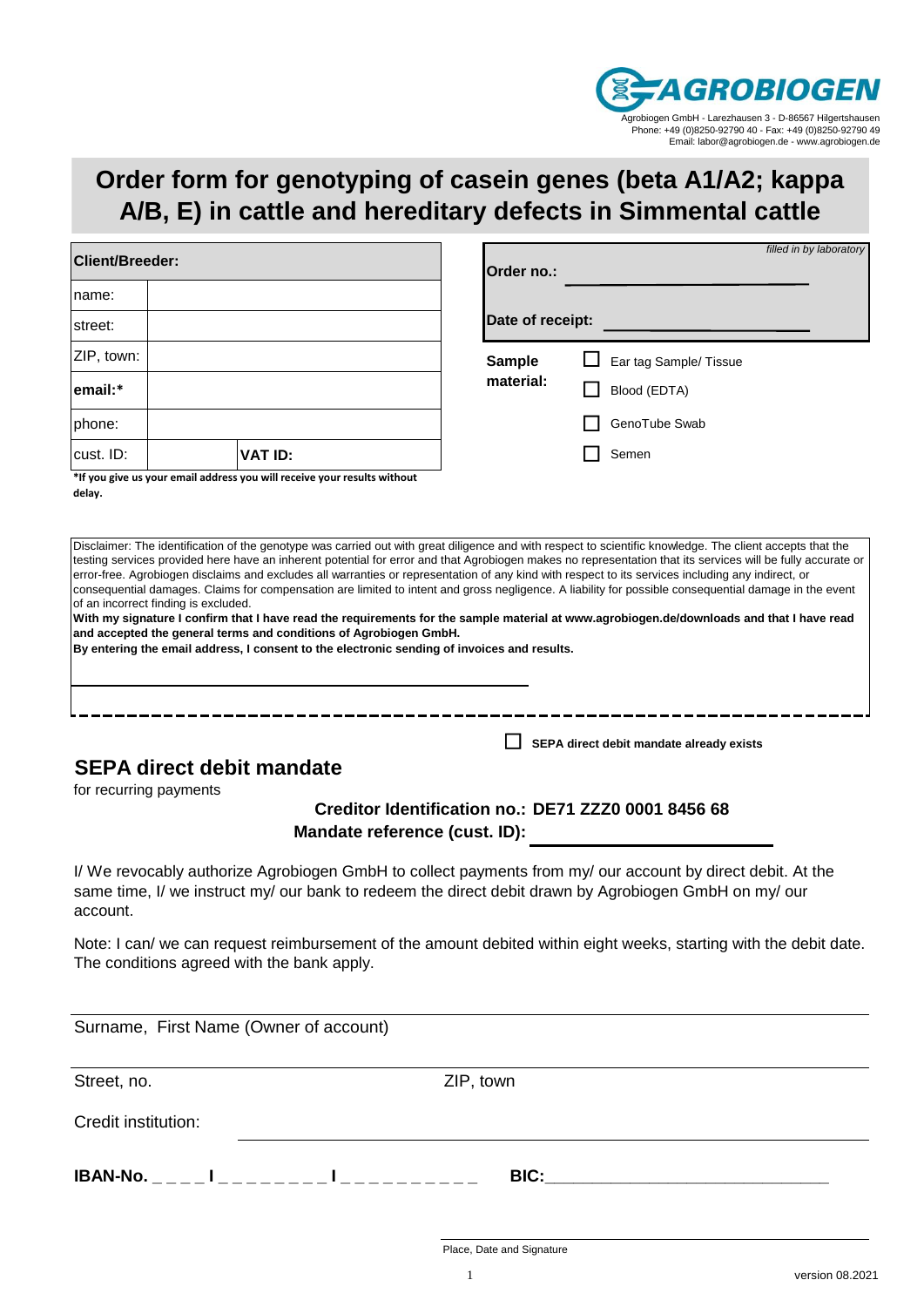AGROBIOGEN

Agrobiogen GmbH - Larezhausen 3 - D-86567 Hilgertshausen
Phone: +49 (0)8250-92790 40 - Fax: +49 (0)8250-92790 49
Email: labor@agrobiogen.de - www.agrobiogen.de

# Order form for genotyping of casein genes (beta A1/A2; kappa A/B, E) in cattle and hereditary defects in Simmental cattle

| **Client/Breeder:** | | |
|---|---|---|
| name: | | |
| street: | | |
| ZIP, town: | | |
| **email:*** | | |
| phone: | | |
| cust. ID: | | **VAT ID:** |

***If you give us your email address you will receive your results without delay.**

*filled in by laboratory*

**Order no.:** ______________________

**Date of receipt:** ______________________

**Sample material:**

- ☐ Ear tag Sample/ Tissue
- ☐ Blood (EDTA)
- ☐ GenoTube Swab
- ☐ Semen

Disclaimer: The identification of the genotype was carried out with great diligence and with respect to scientific knowledge. The client accepts that the testing services provided here have an inherent potential for error and that Agrobiogen makes no representation that its services will be fully accurate or error-free. Agrobiogen disclaims and excludes all warranties or representation of any kind with respect to its services including any indirect, or consequential damages. Claims for compensation are limited to intent and gross negligence. A liability for possible consequential damage in the event of an incorrect finding is excluded.
**With my signature I confirm that I have read the requirements for the sample material at www.agrobiogen.de/downloads and that I have read and accepted the general terms and conditions of Agrobiogen GmbH.**
**By entering the email address, I consent to the electronic sending of invoices and results.**

______________________________________________

- - - - - - - - - - - - - - - - - - - - - - - - - - - - - - - - - - - - - - - -

☐ **SEPA direct debit mandate already exists**

## SEPA direct debit mandate

for recurring payments

**Creditor Identification no.: DE71 ZZZ0 0001 8456 68**

**Mandate reference (cust. ID):** ______________________

I/ We revocably authorize Agrobiogen GmbH to collect payments from my/ our account by direct debit. At the same time, I/ we instruct my/ our bank to redeem the direct debit drawn by Agrobiogen GmbH on my/ our account.

Note: I can/ we can request reimbursement of the amount debited within eight weeks, starting with the debit date. The conditions agreed with the bank apply.

______________________________________________
Surname, First Name (Owner of account)

______________________________________________
Street, no. ZIP, town

Credit institution: ______________________________________________

**IBAN-No.** _ _ _ _ **I** _ _ _ _ _ _ _ _ _ **I** _ _ _ _ _ _ _ _ _ _ _ **BIC:**______________________________

______________________________________________
Place, Date and Signature

version 08.2021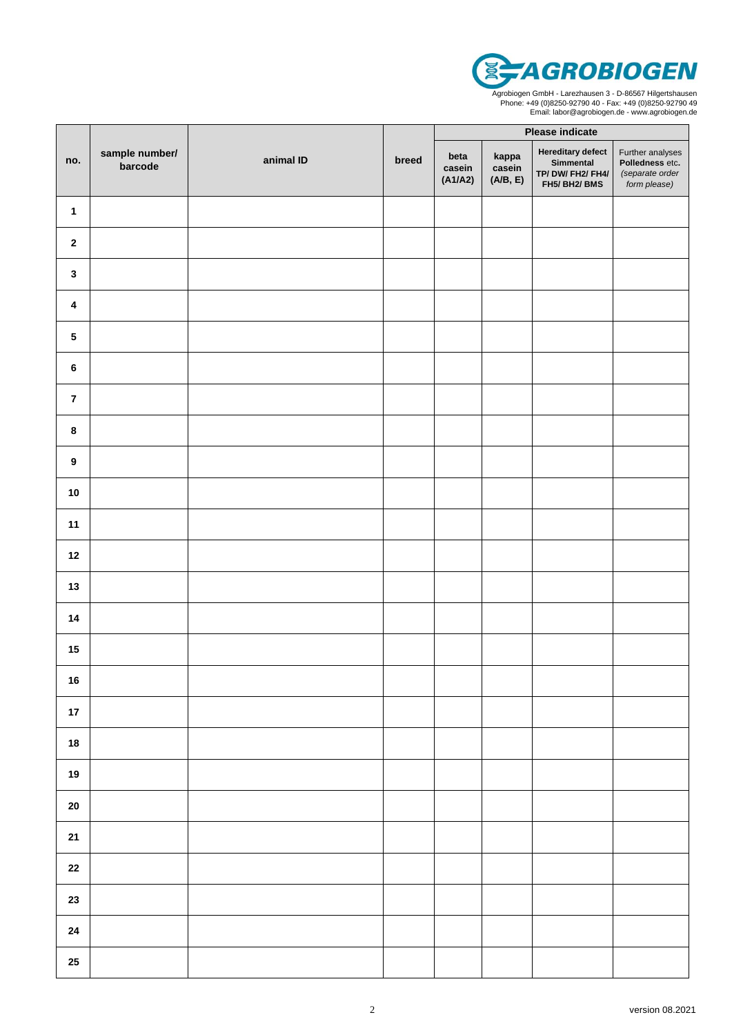**AGROBIOGEN**

Agrobiogen GmbH - Larezhausen 3 - D-86567 Hilgertshausen
Phone: +49 (0)8250-92790 40 - Fax: +49 (0)8250-92790 49
Email: labor@agrobiogen.de - www.agrobiogen.de

| no. | sample number/ barcode | animal ID | breed | Please indicate | | | |
|---|---|---|---|---|---|---|---|
| | | | | **beta casein (A1/A2)** | **kappa casein (A/B, E)** | **Hereditary defect Simmental TP/ DW/ FH2/ FH4/ FH5/ BH2/ BMS** | Further analyses **Polledness** etc. *(separate order form please)* |
| **1** | | | | | | | |
| **2** | | | | | | | |
| **3** | | | | | | | |
| **4** | | | | | | | |
| **5** | | | | | | | |
| **6** | | | | | | | |
| **7** | | | | | | | |
| **8** | | | | | | | |
| **9** | | | | | | | |
| **10** | | | | | | | |
| **11** | | | | | | | |
| **12** | | | | | | | |
| **13** | | | | | | | |
| **14** | | | | | | | |
| **15** | | | | | | | |
| **16** | | | | | | | |
| **17** | | | | | | | |
| **18** | | | | | | | |
| **19** | | | | | | | |
| **20** | | | | | | | |
| **21** | | | | | | | |
| **22** | | | | | | | |
| **23** | | | | | | | |
| **24** | | | | | | | |
| **25** | | | | | | | |

version 08.2021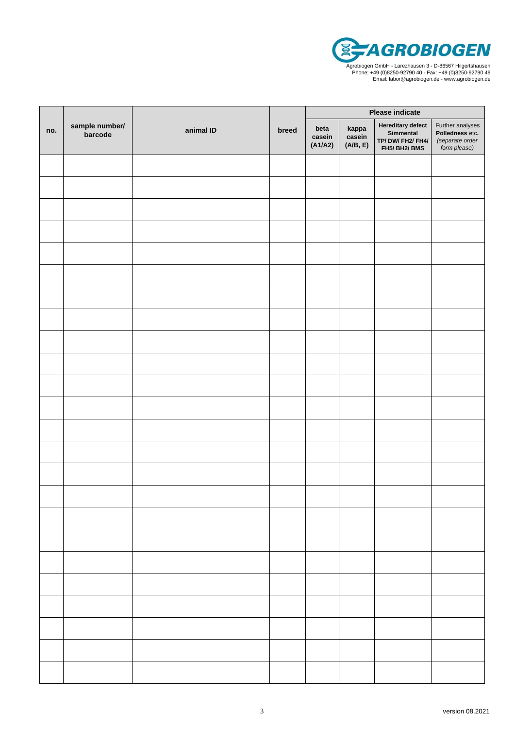AGROBIOGEN

Agrobiogen GmbH - Larezhausen 3 - D-86567 Hilgertshausen
Phone: +49 (0)8250-92790 40 - Fax: +49 (0)8250-92790 49
Email: labor@agrobiogen.de - www.agrobiogen.de

| no. | sample number/ barcode | animal ID | breed | Please indicate | | | |
|---|---|---|---|---|---|---|---|
| | | | | beta casein (A1/A2) | kappa casein (A/B, E) | Hereditary defect Simmental TP/ DW/ FH2/ FH4/ FH5/ BH2/ BMS | Further analyses **Polledness** etc. *(separate order form please)* |
| | | | | | | | |
| | | | | | | | |
| | | | | | | | |
| | | | | | | | |
| | | | | | | | |
| | | | | | | | |
| | | | | | | | |
| | | | | | | | |
| | | | | | | | |
| | | | | | | | |
| | | | | | | | |
| | | | | | | | |
| | | | | | | | |
| | | | | | | | |
| | | | | | | | |
| | | | | | | | |
| | | | | | | | |
| | | | | | | | |
| | | | | | | | |
| | | | | | | | |
| | | | | | | | |
| | | | | | | | |
| | | | | | | | |
| | | | | | | | |

version 08.2021